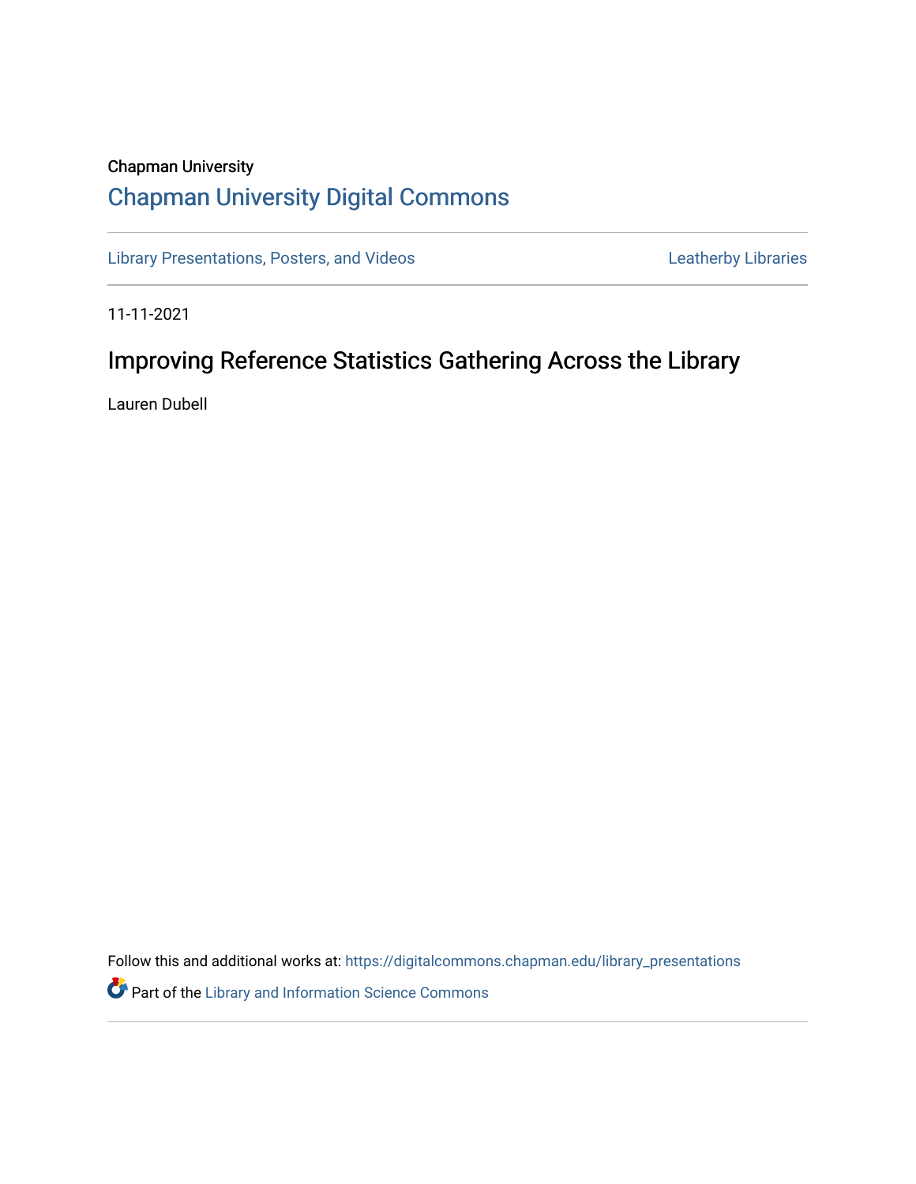Chapman University

# Chapman University Digital Commons

Library Presentations, Posters, and Videos

Leatherby Libraries

11-11-2021

## Improving Reference Statistics Gathering Across the Library

Lauren Dubell

Follow this and additional works at: https://digitalcommons.chapman.edu/library_presentations

Part of the Library and Information Science Commons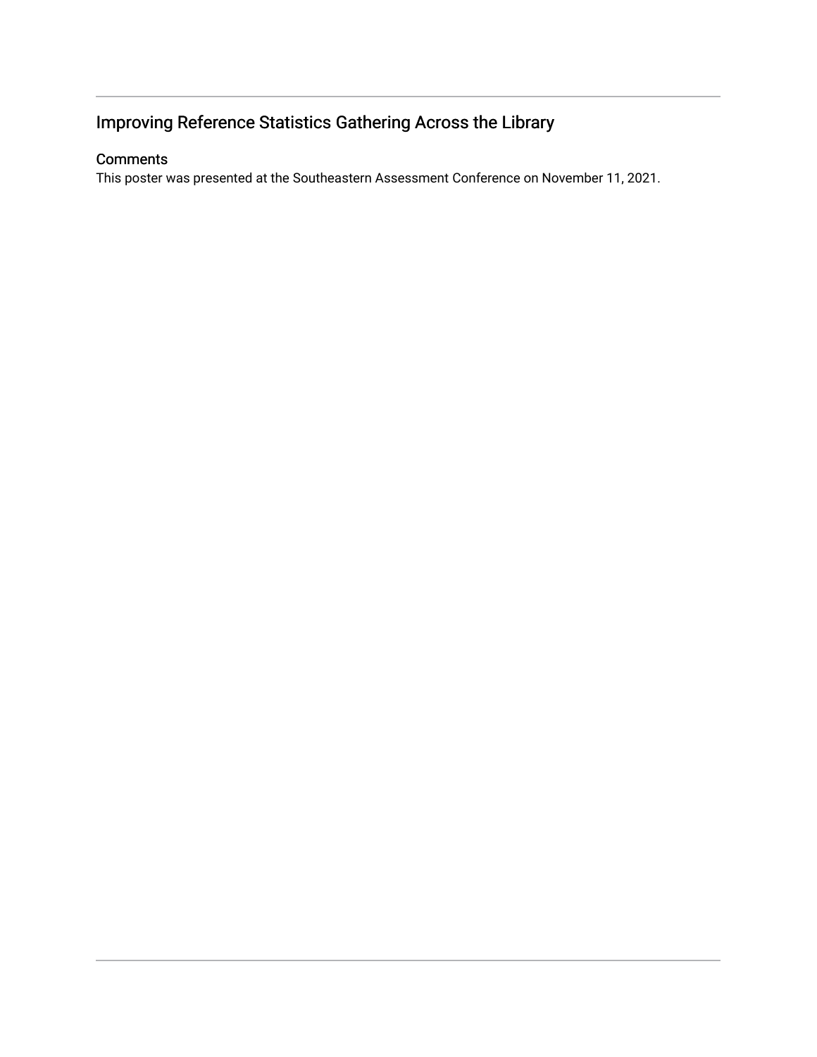## Improving Reference Statistics Gathering Across the Library

### Comments

This poster was presented at the Southeastern Assessment Conference on November 11, 2021.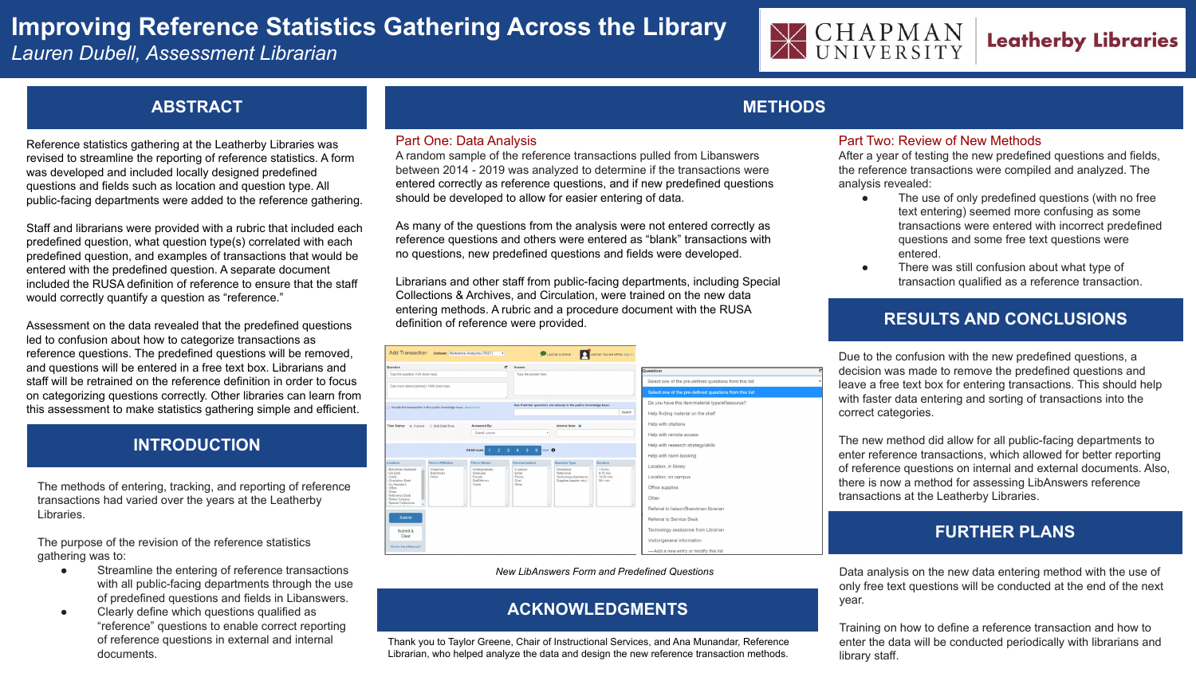# Improving Reference Statistics Gathering Across the Library

*Lauren Dubell, Assessment Librarian*

CHAPMAN UNIVERSITY | Leatherby Libraries

## ABSTRACT

Reference statistics gathering at the Leatherby Libraries was revised to streamline the reporting of reference statistics. A form was developed and included locally designed predefined questions and fields such as location and question type. All public-facing departments were added to the reference gathering.

Staff and librarians were provided with a rubric that included each predefined question, what question type(s) correlated with each predefined question, and examples of transactions that would be entered with the predefined question. A separate document included the RUSA definition of reference to ensure that the staff would correctly quantify a question as "reference."

Assessment on the data revealed that the predefined questions led to confusion about how to categorize transactions as reference questions. The predefined questions will be removed, and questions will be entered in a free text box. Librarians and staff will be retrained on the reference definition in order to focus on categorizing questions correctly. Other libraries can learn from this assessment to make statistics gathering simple and efficient.

## INTRODUCTION

The methods of entering, tracking, and reporting of reference transactions had varied over the years at the Leatherby Libraries.

The purpose of the revision of the reference statistics gathering was to:

- Streamline the entering of reference transactions with all public-facing departments through the use of predefined questions and fields in Libanswers.
- Clearly define which questions qualified as "reference" questions to enable correct reporting of reference questions in external and internal documents.

## METHODS

### Part One: Data Analysis

A random sample of the reference transactions pulled from Libanswers between 2014 - 2019 was analyzed to determine if the transactions were entered correctly as reference questions, and if new predefined questions should be developed to allow for easier entering of data.

As many of the questions from the analysis were not entered correctly as reference questions and others were entered as "blank" transactions with no questions, new predefined questions and fields were developed.

Librarians and other staff from public-facing departments, including Special Collections & Archives, and Circulation, were trained on the new data entering methods. A rubric and a procedure document with the RUSA definition of reference were provided.

*New LibAnswers Form and Predefined Questions*

### Part Two: Review of New Methods

After a year of testing the new predefined questions and fields, the reference transactions were compiled and analyzed. The analysis revealed:

- The use of only predefined questions (with no free text entering) seemed more confusing as some transactions were entered with incorrect predefined questions and some free text questions were entered.
- There was still confusion about what type of transaction qualified as a reference transaction.

## ACKNOWLEDGMENTS

Thank you to Taylor Greene, Chair of Instructional Services, and Ana Munandar, Reference Librarian, who helped analyze the data and design the new reference transaction methods.

## RESULTS AND CONCLUSIONS

Due to the confusion with the new predefined questions, a decision was made to remove the predefined questions and leave a free text box for entering transactions. This should help with faster data entering and sorting of transactions into the correct categories.

The new method did allow for all public-facing departments to enter reference transactions, which allowed for better reporting of reference questions on internal and external documents. Also, there is now a method for assessing LibAnswers reference transactions at the Leatherby Libraries.

## FURTHER PLANS

Data analysis on the new data entering method with the use of only free text questions will be conducted at the end of the next year.

Training on how to define a reference transaction and how to enter the data will be conducted periodically with librarians and library staff.